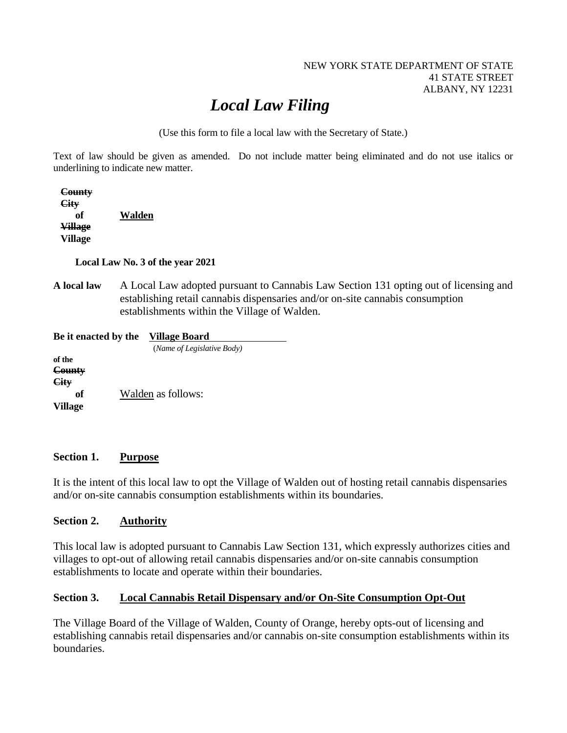NEW YORK STATE DEPARTMENT OF STATE
41 STATE STREET
ALBANY, NY 12231

# *Local Law Filing*

(Use this form to file a local law with the Secretary of State.)

Text of law should be given as amended. Do not include matter being eliminated and do not use italics or underlining to indicate new matter.

**~~County~~**
**~~City~~**
**of** **Walden**
**~~Village~~**
**Village**

**Local Law No. 3 of the year 2021**

**A local law** A Local Law adopted pursuant to Cannabis Law Section 131 opting out of licensing and establishing retail cannabis dispensaries and/or on-site cannabis consumption establishments within the Village of Walden.

**Be it enacted by the** **Village Board**
(*Name of Legislative Body)*

**of the**
**~~County~~**
**~~City~~**
**of** Walden as follows:
**Village**

### Section 1. Purpose

It is the intent of this local law to opt the Village of Walden out of hosting retail cannabis dispensaries and/or on-site cannabis consumption establishments within its boundaries.

### Section 2. Authority

This local law is adopted pursuant to Cannabis Law Section 131, which expressly authorizes cities and villages to opt-out of allowing retail cannabis dispensaries and/or on-site cannabis consumption establishments to locate and operate within their boundaries.

### Section 3. Local Cannabis Retail Dispensary and/or On-Site Consumption Opt-Out

The Village Board of the Village of Walden, County of Orange, hereby opts-out of licensing and establishing cannabis retail dispensaries and/or cannabis on-site consumption establishments within its boundaries.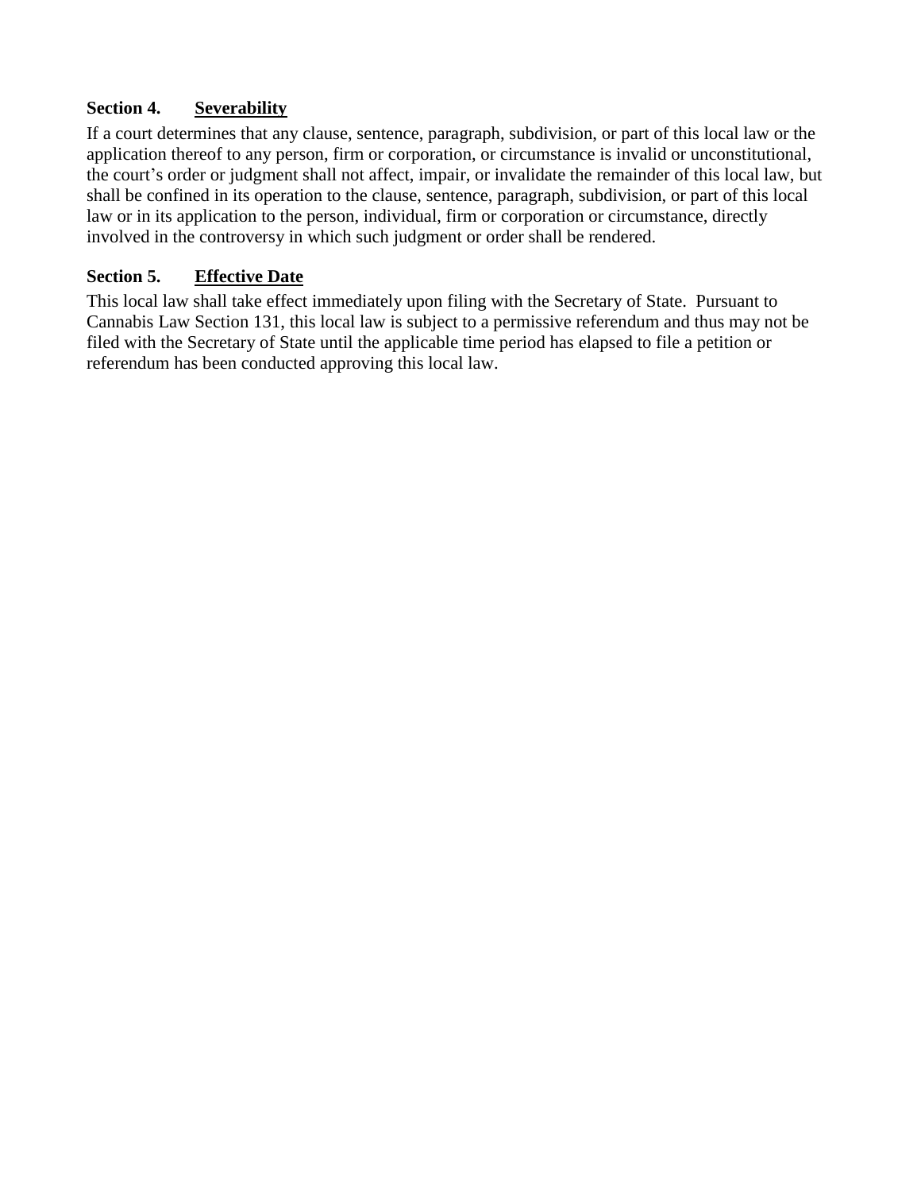**Section 4.** **Severability**

If a court determines that any clause, sentence, paragraph, subdivision, or part of this local law or the application thereof to any person, firm or corporation, or circumstance is invalid or unconstitutional, the court's order or judgment shall not affect, impair, or invalidate the remainder of this local law, but shall be confined in its operation to the clause, sentence, paragraph, subdivision, or part of this local law or in its application to the person, individual, firm or corporation or circumstance, directly involved in the controversy in which such judgment or order shall be rendered.

**Section 5.** **Effective Date**

This local law shall take effect immediately upon filing with the Secretary of State. Pursuant to Cannabis Law Section 131, this local law is subject to a permissive referendum and thus may not be filed with the Secretary of State until the applicable time period has elapsed to file a petition or referendum has been conducted approving this local law.